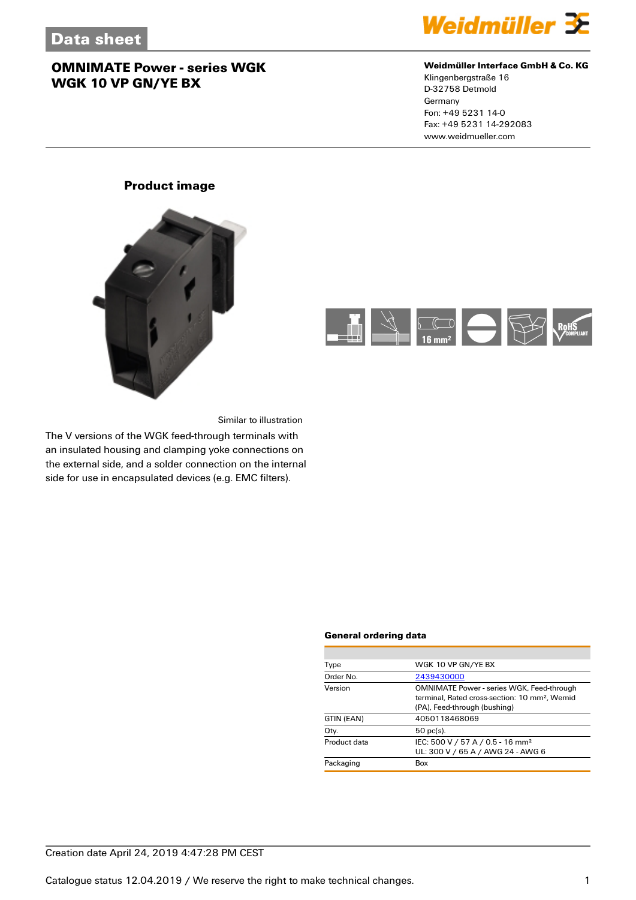Data sheet

# OMNIMATE Power - series WGK
# WGK 10 VP GN/YE BX

**Weidmüller Interface GmbH & Co. KG**
Klingenbergstraße 16
D-32758 Detmold
Germany
Fon: +49 5231 14-0
Fax: +49 5231 14-292083
www.weidmueller.com

## Product image

Similar to illustration

The V versions of the WGK feed-through terminals with an insulated housing and clamping yoke connections on the external side, and a solder connection on the internal side for use in encapsulated devices (e.g. EMC filters).

16 mm²

RoHS COMPLIANT

### General ordering data

| | |
|---|---|
| Type | WGK 10 VP GN/YE BX |
| Order No. | 2439430000 |
| Version | OMNIMATE Power - series WGK, Feed-through terminal, Rated cross-section: 10 mm², Wemid (PA), Feed-through (bushing) |
| GTIN (EAN) | 4050118468069 |
| Qty. | 50 pc(s). |
| Product data | IEC: 500 V / 57 A / 0.5 - 16 mm²<br>UL: 300 V / 65 A / AWG 24 - AWG 6 |
| Packaging | Box |

Creation date April 24, 2019 4:47:28 PM CEST

Catalogue status 12.04.2019 / We reserve the right to make technical changes.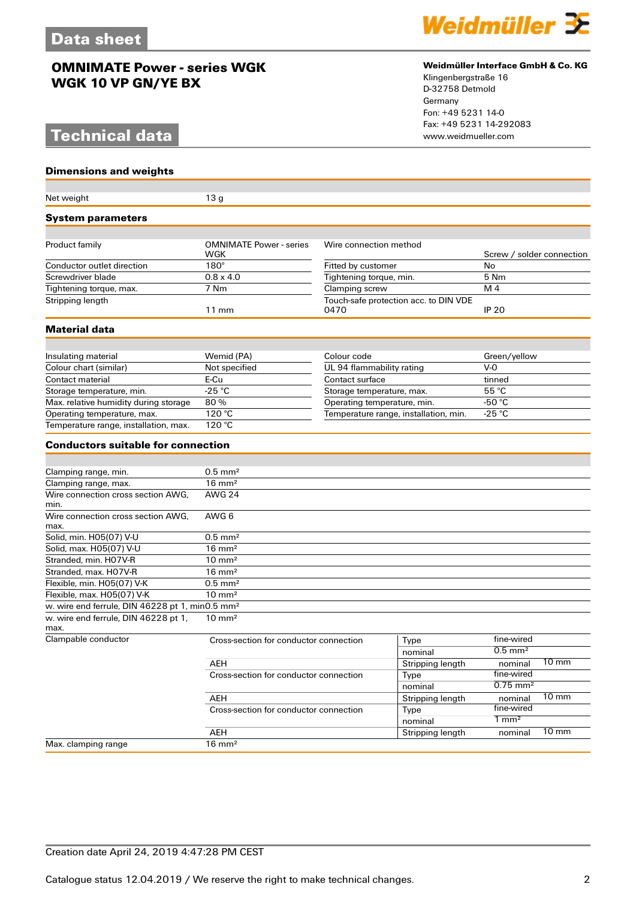# Data sheet

## OMNIMATE Power - series WGK
## WGK 10 VP GN/YE BX

**Weidmüller Interface GmbH & Co. KG**
Klingenbergstraße 16
D-32758 Detmold
Germany
Fon: +49 5231 14-0
Fax: +49 5231 14-292083
www.weidmueller.com

# Technical data

### Dimensions and weights

| | |
|---|---|
| Net weight | 13 g |

### System parameters

| | | | |
|---|---|---|---|
| Product family | OMNIMATE Power - series WGK | Wire connection method | Screw / solder connection |
| Conductor outlet direction | 180° | Fitted by customer | No |
| Screwdriver blade | 0.8 x 4.0 | Tightening torque, min. | 5 Nm |
| Tightening torque, max. | 7 Nm | Clamping screw | M 4 |
| Stripping length | 11 mm | Touch-safe protection acc. to DIN VDE 0470 | IP 20 |

### Material data

| | | | |
|---|---|---|---|
| Insulating material | Wemid (PA) | Colour code | Green/yellow |
| Colour chart (similar) | Not specified | UL 94 flammability rating | V-0 |
| Contact material | E-Cu | Contact surface | tinned |
| Storage temperature, min. | -25 °C | Storage temperature, max. | 55 °C |
| Max. relative humidity during storage | 80 % | Operating temperature, min. | -50 °C |
| Operating temperature, max. | 120 °C | Temperature range, installation, min. | -25 °C |
| Temperature range, installation, max. | 120 °C | | |

### Conductors suitable for connection

| | | | | |
|---|---|---|---|---|
| Clamping range, min. | 0.5 mm² | | | |
| Clamping range, max. | 16 mm² | | | |
| Wire connection cross section AWG, min. | AWG 24 | | | |
| Wire connection cross section AWG, max. | AWG 6 | | | |
| Solid, min. H05(07) V-U | 0.5 mm² | | | |
| Solid, max. H05(07) V-U | 16 mm² | | | |
| Stranded, min. H07V-R | 10 mm² | | | |
| Stranded, max. H07V-R | 16 mm² | | | |
| Flexible, min. H05(07) V-K | 0.5 mm² | | | |
| Flexible, max. H05(07) V-K | 10 mm² | | | |
| w. wire end ferrule, DIN 46228 pt 1, min | 0.5 mm² | | | |
| w. wire end ferrule, DIN 46228 pt 1, max. | 10 mm² | | | |
| Clampable conductor | Cross-section for conductor connection | Type | fine-wired | |
| | | nominal | 0.5 mm² | |
| | AEH | Stripping length | nominal | 10 mm |
| | Cross-section for conductor connection | Type | fine-wired | |
| | | nominal | 0.75 mm² | |
| | AEH | Stripping length | nominal | 10 mm |
| | Cross-section for conductor connection | Type | fine-wired | |
| | | nominal | 1 mm² | |
| | AEH | Stripping length | nominal | 10 mm |
| Max. clamping range | 16 mm² | | | |

Creation date April 24, 2019 4:47:28 PM CEST

Catalogue status 12.04.2019 / We reserve the right to make technical changes.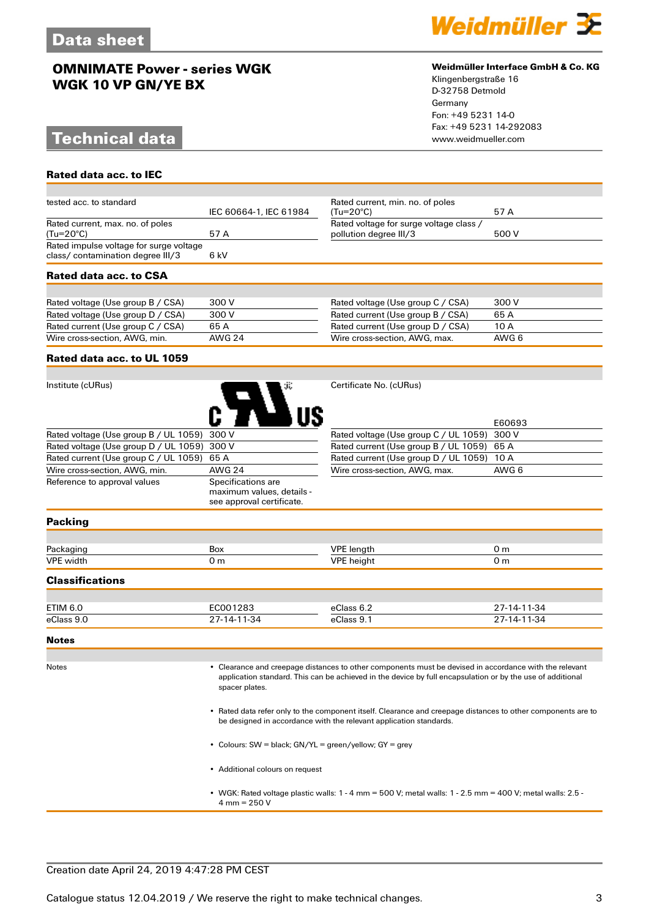# OMNIMATE Power - series WGK
# WGK 10 VP GN/YE BX

**Weidmüller Interface GmbH & Co. KG**
Klingenbergstraße 16
D-32758 Detmold
Germany
Fon: +49 5231 14-0
Fax: +49 5231 14-292083
www.weidmueller.com

## Technical data

### Rated data acc. to IEC

| | | | |
|---|---|---|---|
| tested acc. to standard | IEC 60664-1, IEC 61984 | Rated current, min. no. of poles (Tu=20°C) | 57 A |
| Rated current, max. no. of poles (Tu=20°C) | 57 A | Rated voltage for surge voltage class / pollution degree III/3 | 500 V |
| Rated impulse voltage for surge voltage class/ contamination degree III/3 | 6 kV | | |

### Rated data acc. to CSA

| | | | |
|---|---|---|---|
| Rated voltage (Use group B / CSA) | 300 V | Rated voltage (Use group C / CSA) | 300 V |
| Rated voltage (Use group D / CSA) | 300 V | Rated current (Use group B / CSA) | 65 A |
| Rated current (Use group C / CSA) | 65 A | Rated current (Use group D / CSA) | 10 A |
| Wire cross-section, AWG, min. | AWG 24 | Wire cross-section, AWG, max. | AWG 6 |

### Rated data acc. to UL 1059

| | | | |
|---|---|---|---|
| Institute (cURus) | c UR us | Certificate No. (cURus) | E60693 |
| Rated voltage (Use group B / UL 1059) | 300 V | Rated voltage (Use group C / UL 1059) | 300 V |
| Rated voltage (Use group D / UL 1059) | 300 V | Rated current (Use group B / UL 1059) | 65 A |
| Rated current (Use group C / UL 1059) | 65 A | Rated current (Use group D / UL 1059) | 10 A |
| Wire cross-section, AWG, min. | AWG 24 | Wire cross-section, AWG, max. | AWG 6 |
| Reference to approval values | Specifications are maximum values, details - see approval certificate. | | |

### Packing

| | | | |
|---|---|---|---|
| Packaging | Box | VPE length | 0 m |
| VPE width | 0 m | VPE height | 0 m |

### Classifications

| | | | |
|---|---|---|---|
| ETIM 6.0 | EC001283 | eClass 6.2 | 27-14-11-34 |
| eClass 9.0 | 27-14-11-34 | eClass 9.1 | 27-14-11-34 |

### Notes

Notes

- Clearance and creepage distances to other components must be devised in accordance with the relevant application standard. This can be achieved in the device by full encapsulation or by the use of additional spacer plates.
- Rated data refer only to the component itself. Clearance and creepage distances to other components are to be designed in accordance with the relevant application standards.
- Colours: SW = black; GN/YL = green/yellow; GY = grey
- Additional colours on request
- WGK: Rated voltage plastic walls: 1 - 4 mm = 500 V; metal walls: 1 - 2.5 mm = 400 V; metal walls: 2.5 - 4 mm = 250 V

Creation date April 24, 2019 4:47:28 PM CEST

Catalogue status 12.04.2019 / We reserve the right to make technical changes.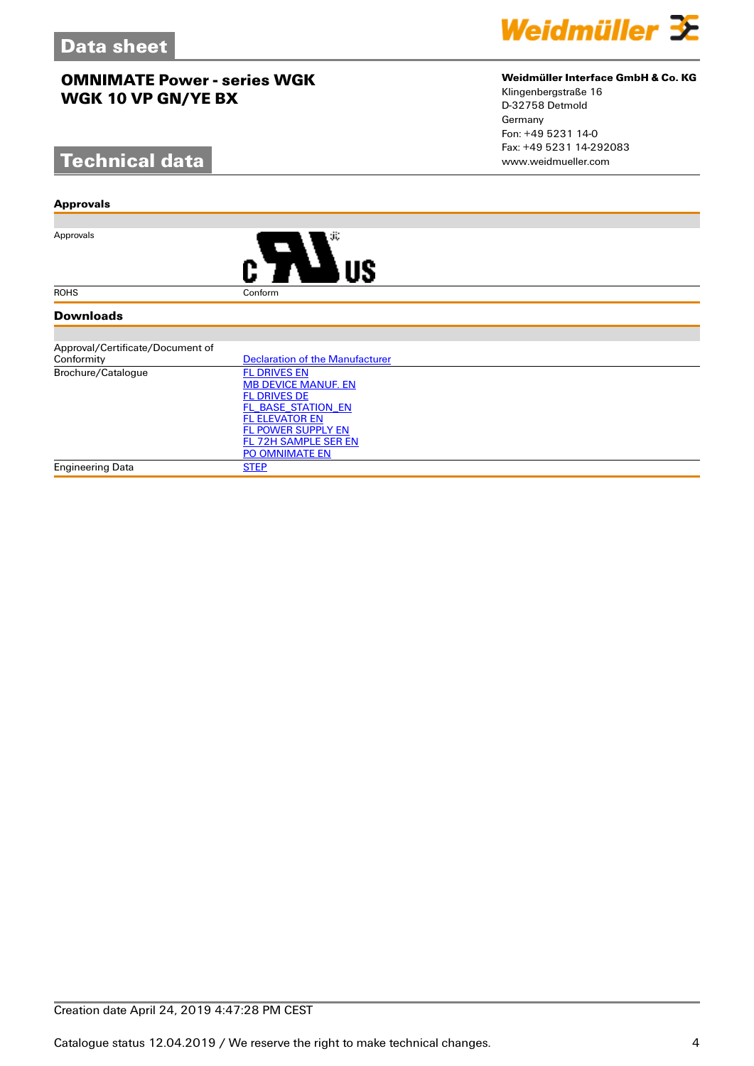# Data sheet

## OMNIMATE Power - series WGK
## WGK 10 VP GN/YE BX

**Weidmüller Interface GmbH & Co. KG**
Klingenbergstraße 16
D-32758 Detmold
Germany
Fon: +49 5231 14-0
Fax: +49 5231 14-292083
www.weidmueller.com

# Technical data

### Approvals

| | |
|---|---|
| Approvals | c UR us |
| ROHS | Conform |

### Downloads

| | |
|---|---|
| Approval/Certificate/Document of Conformity | Declaration of the Manufacturer |
| Brochure/Catalogue | FL DRIVES EN<br>MB DEVICE MANUF. EN<br>FL DRIVES DE<br>FL_BASE_STATION_EN<br>FL ELEVATOR EN<br>FL POWER SUPPLY EN<br>FL 72H SAMPLE SER EN<br>PO OMNIMATE EN |
| Engineering Data | STEP |

Creation date April 24, 2019 4:47:28 PM CEST

Catalogue status 12.04.2019 / We reserve the right to make technical changes.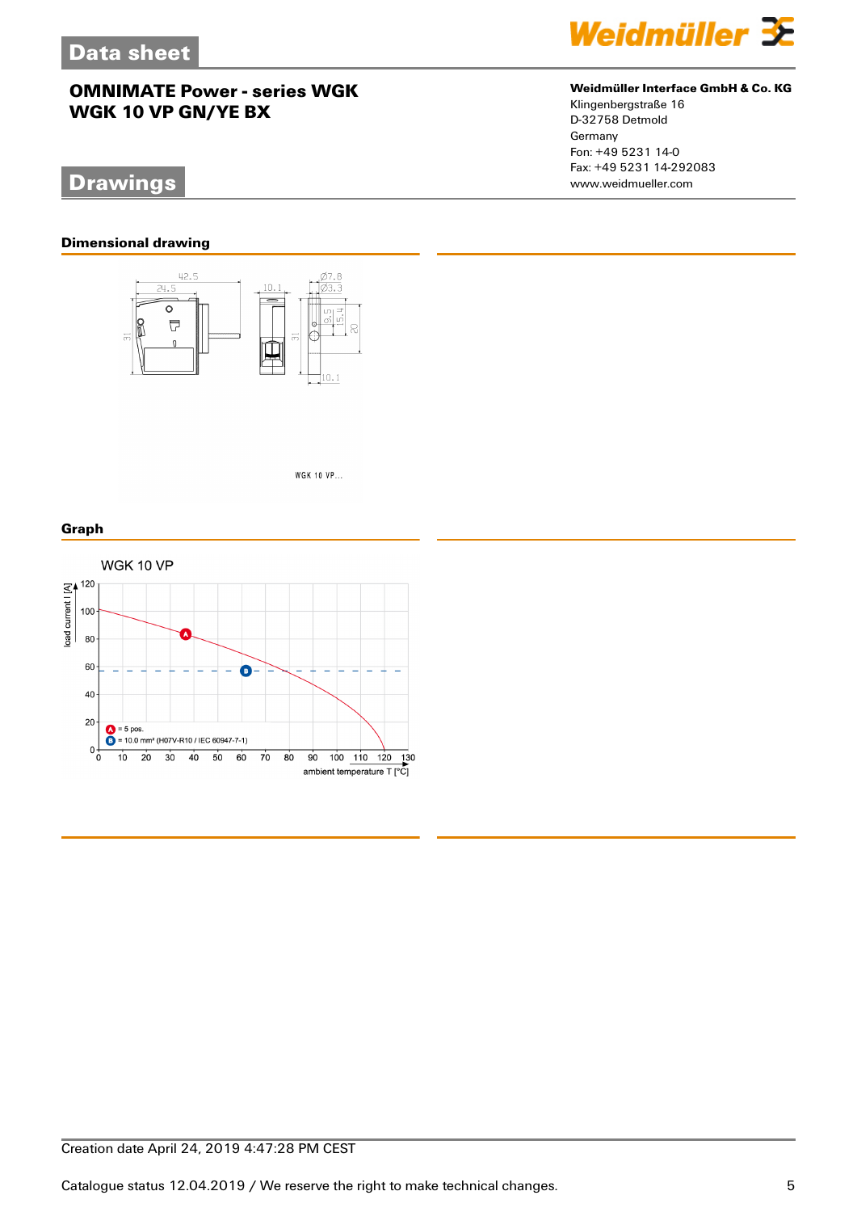# Data sheet

## OMNIMATE Power - series WGK
## WGK 10 VP GN/YE BX

**Weidmüller Interface GmbH & Co. KG**
Klingenbergstraße 16
D-32758 Detmold
Germany
Fon: +49 5231 14-0
Fax: +49 5231 14-292083
www.weidmueller.com

# Drawings

### Dimensional drawing

42.5
24.5
10.1
Ø7.8
Ø3.3
31
31
9.5
15.4
20
10.1

WGK 10 VP...

### Graph

WGK 10 VP

load current I [A]

120
100
80
60
40
20
0

0 10 20 30 40 50 60 70 80 90 100 110 120 130

ambient temperature T [°C]

A = 5 pos.
B = 10.0 mm² (H07V-R10 / IEC 60947-7-1)

Creation date April 24, 2019 4:47:28 PM CEST

Catalogue status 12.04.2019 / We reserve the right to make technical changes.